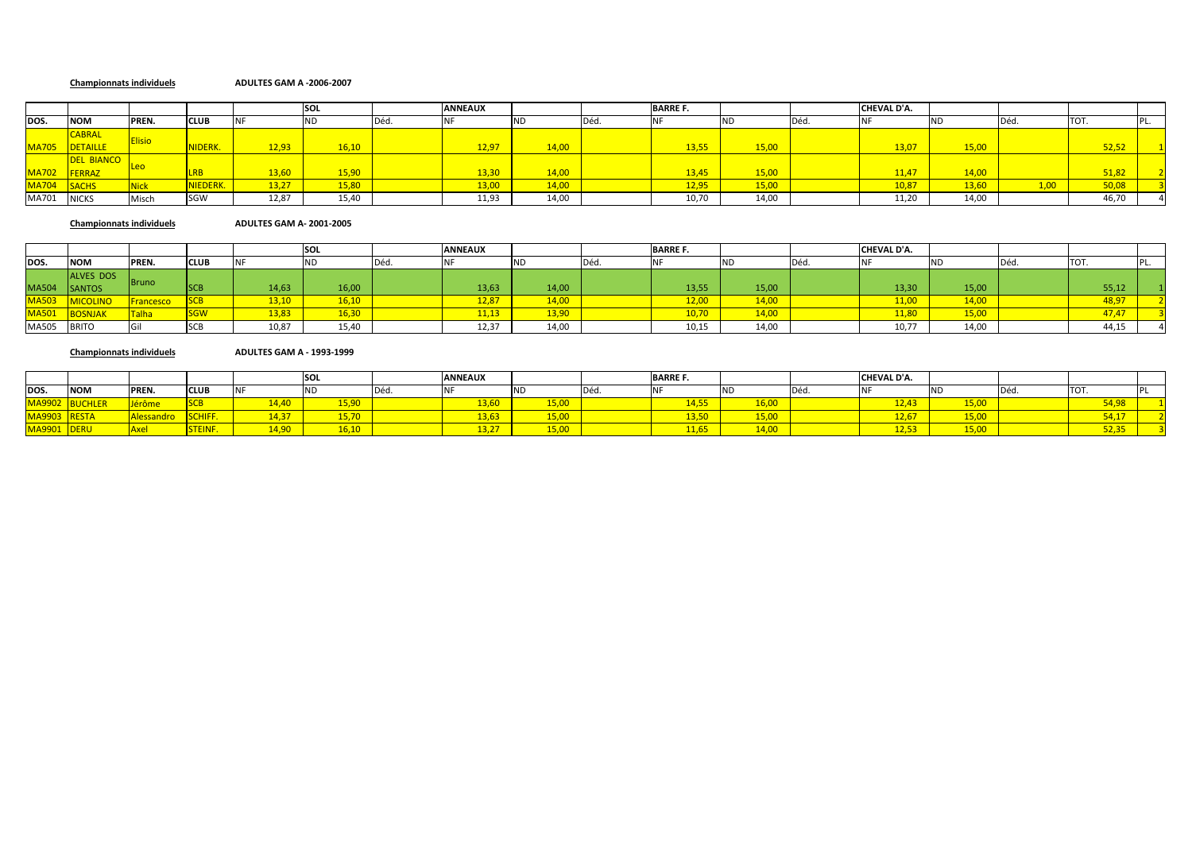**Championnats individuels** **ADULTES GAM A -2006-2007**

| | | | | | SOL | | ANNEAUX | | | BARRE F. | | | CHEVAL D'A. | | | | |
|---|---|---|---|---|---|---|---|---|---|---|---|---|---|---|---|---|---|
| DOS. | NOM | PREN. | CLUB | NF | ND | Déd. | NF | ND | Déd. | NF | ND | Déd. | NF | ND | Déd. | TOT. | PL. |
| MA705 | CABRAL DETAILLE | Elisio | NIDERK. | 12,93 | 16,10 | | 12,97 | 14,00 | | 13,55 | 15,00 | | 13,07 | 15,00 | | 52,52 | 1 |
| MA702 | DEL BIANCO FERRAZ | Leo | LRB | 13,60 | 15,90 | | 13,30 | 14,00 | | 13,45 | 15,00 | | 11,47 | 14,00 | | 51,82 | 2 |
| MA704 | SACHS | Nick | NIEDERK. | 13,27 | 15,80 | | 13,00 | 14,00 | | 12,95 | 15,00 | | 10,87 | 13,60 | 1,00 | 50,08 | 3 |
| MA701 | NICKS | Misch | SGW | 12,87 | 15,40 | | 11,93 | 14,00 | | 10,70 | 14,00 | | 11,20 | 14,00 | | 46,70 | 4 |

**Championnats individuels** **ADULTES GAM A- 2001-2005**

| | | | | | SOL | | ANNEAUX | | | BARRE F. | | | CHEVAL D'A. | | | | |
|---|---|---|---|---|---|---|---|---|---|---|---|---|---|---|---|---|---|
| DOS. | NOM | PREN. | CLUB | NF | ND | Déd. | NF | ND | Déd. | NF | ND | Déd. | NF | ND | Déd. | TOT. | PL. |
| MA504 | ALVES DOS SANTOS | Bruno | SCB | 14,63 | 16,00 | | 13,63 | 14,00 | | 13,55 | 15,00 | | 13,30 | 15,00 | | 55,12 | 1 |
| MA503 | MICOLINO | Francesco | SCB | 13,10 | 16,10 | | 12,87 | 14,00 | | 12,00 | 14,00 | | 11,00 | 14,00 | | 48,97 | 2 |
| MA501 | BOSNJAK | Talha | SGW | 13,83 | 16,30 | | 11,13 | 13,90 | | 10,70 | 14,00 | | 11,80 | 15,00 | | 47,47 | 3 |
| MA505 | BRITO | Gil | SCB | 10,87 | 15,40 | | 12,37 | 14,00 | | 10,15 | 14,00 | | 10,77 | 14,00 | | 44,15 | 4 |

**Championnats individuels** **ADULTES GAM A - 1993-1999**

| | | | | | SOL | | ANNEAUX | | | BARRE F. | | | CHEVAL D'A. | | | | |
|---|---|---|---|---|---|---|---|---|---|---|---|---|---|---|---|---|---|
| DOS. | NOM | PREN. | CLUB | NF | ND | Déd. | NF | ND | Déd. | NF | ND | Déd. | NF | ND | Déd. | TOT. | PL |
| MA9902 | BUCHLER | Jérôme | SCB | 14,40 | 15,90 | | 13,60 | 15,00 | | 14,55 | 16,00 | | 12,43 | 15,00 | | 54,98 | 1 |
| MA9903 | RESTA | Alessandro | SCHIFF. | 14,37 | 15,70 | | 13,63 | 15,00 | | 13,50 | 15,00 | | 12,67 | 15,00 | | 54,17 | 2 |
| MA9901 | DERU | Axel | STEINF. | 14,90 | 16,10 | | 13,27 | 15,00 | | 11,65 | 14,00 | | 12,53 | 15,00 | | 52,35 | 3 |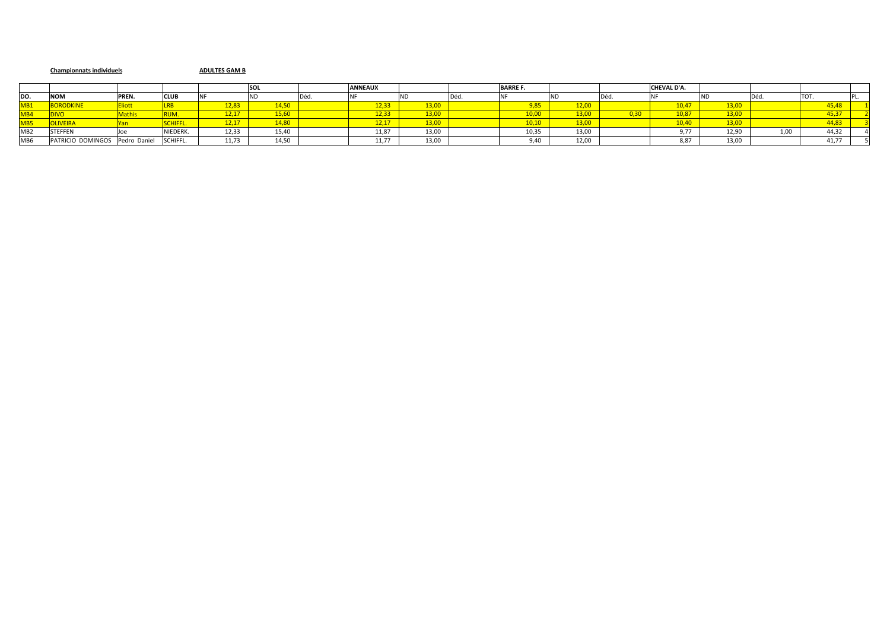**Championnats individuels** **ADULTES GAM B**

| | | | | | SOL | | ANNEAUX | | | BARRE F. | | | CHEVAL D'A. | | | | |
|---|---|---|---|---|---|---|---|---|---|---|---|---|---|---|---|---|---|
| DO. | NOM | PREN. | CLUB | NF | ND | Déd. | NF | ND | Déd. | NF | ND | Déd. | NF | ND | Déd. | TOT. | PL. |
| MB1 | BORODKINE | Eliott | LRB | 12,83 | 14,50 | | 12,33 | 13,00 | | 9,85 | 12,00 | | 10,47 | 13,00 | | 45,48 | 1 |
| MB4 | DIVO | Mathis | RUM. | 12,17 | 15,60 | | 12,33 | 13,00 | | 10,00 | 13,00 | 0,30 | 10,87 | 13,00 | | 45,37 | 2 |
| MB5 | OLIVEIRA | Yan | SCHIFFL. | 12,17 | 14,80 | | 12,17 | 13,00 | | 10,10 | 13,00 | | 10,40 | 13,00 | | 44,83 | 3 |
| MB2 | STEFFEN | Joe | NIEDERK. | 12,33 | 15,40 | | 11,87 | 13,00 | | 10,35 | 13,00 | | 9,77 | 12,90 | 1,00 | 44,32 | 4 |
| MB6 | PATRICIO DOMINGOS | Pedro Daniel | SCHIFFL. | 11,73 | 14,50 | | 11,77 | 13,00 | | 9,40 | 12,00 | | 8,87 | 13,00 | | 41,77 | 5 |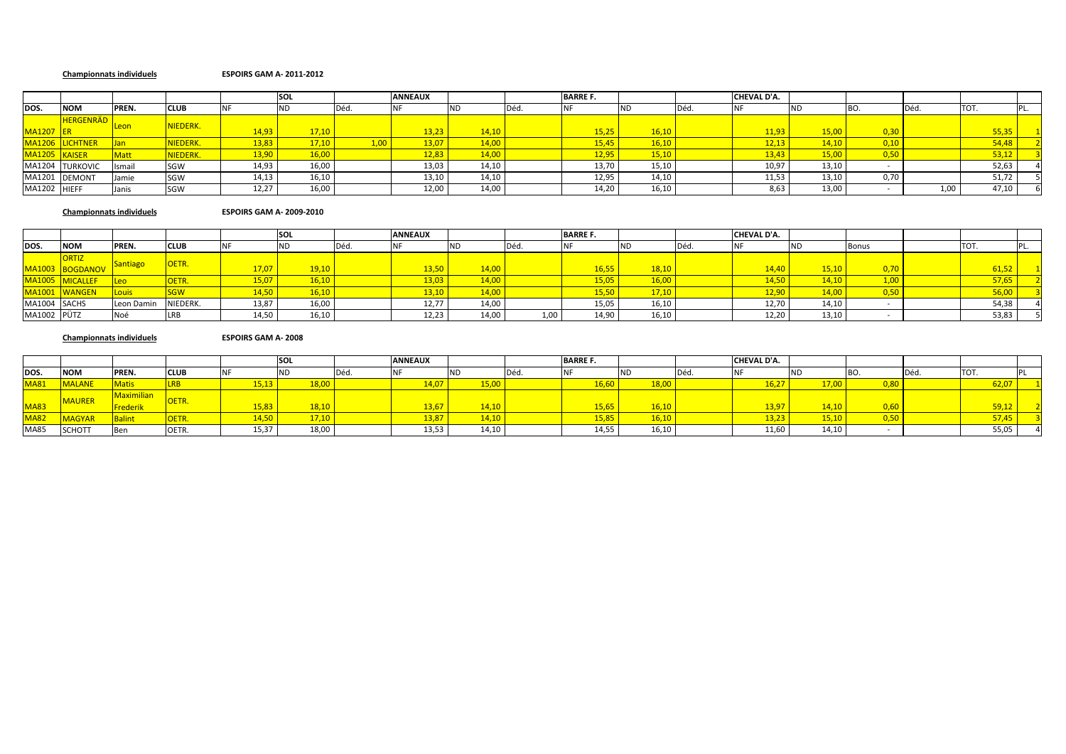**Championnats individuels** **ESPOIRS GAM A- 2011-2012**

| | | | | | SOL | | ANNEAUX | | | BARRE F. | | | CHEVAL D'A. | | | | | |
|---|---|---|---|---|---|---|---|---|---|---|---|---|---|---|---|---|---|---|
| DOS. | NOM | PREN. | CLUB | NF | ND | Déd. | NF | ND | Déd. | NF | ND | Déd. | NF | ND | BO. | Déd. | TOT. | PL. |
| MA1207 | HERGENRÄDER | Leon | NIEDERK. | 14,93 | 17,10 | | 13,23 | 14,10 | | 15,25 | 16,10 | | 11,93 | 15,00 | 0,30 | | 55,35 | 1 |
| MA1206 | LICHTNER | Jan | NIEDERK. | 13,83 | 17,10 | 1,00 | 13,07 | 14,00 | | 15,45 | 16,10 | | 12,13 | 14,10 | 0,10 | | 54,48 | 2 |
| MA1205 | KAISER | Matt | NIEDERK. | 13,90 | 16,00 | | 12,83 | 14,00 | | 12,95 | 15,10 | | 13,43 | 15,00 | 0,50 | | 53,12 | 3 |
| MA1204 | TURKOVIC | Ismail | SGW | 14,93 | 16,00 | | 13,03 | 14,10 | | 13,70 | 15,10 | | 10,97 | 13,10 | - | | 52,63 | 4 |
| MA1201 | DEMONT | Jamie | SGW | 14,13 | 16,10 | | 13,10 | 14,10 | | 12,95 | 14,10 | | 11,53 | 13,10 | 0,70 | | 51,72 | 5 |
| MA1202 | HIEFF | Janis | SGW | 12,27 | 16,00 | | 12,00 | 14,00 | | 14,20 | 16,10 | | 8,63 | 13,00 | - | 1,00 | 47,10 | 6 |

**Championnats individuels** **ESPOIRS GAM A- 2009-2010**

| | | | | | SOL | | ANNEAUX | | | BARRE F. | | | CHEVAL D'A. | | | | | |
|---|---|---|---|---|---|---|---|---|---|---|---|---|---|---|---|---|---|---|
| DOS. | NOM | PREN. | CLUB | NF | ND | Déd. | NF | ND | Déd. | NF | ND | Déd. | NF | ND | Bonus | | TOT. | PL. |
| MA1003 | ORTIZ BOGDANOV | Santiago | OETR. | 17,07 | 19,10 | | 13,50 | 14,00 | | 16,55 | 18,10 | | 14,40 | 15,10 | 0,70 | | 61,52 | 1 |
| MA1005 | MICALLEF | Leo | OETR. | 15,07 | 16,10 | | 13,03 | 14,00 | | 15,05 | 16,00 | | 14,50 | 14,10 | 1,00 | | 57,65 | 2 |
| MA1001 | WANGEN | Louis | SGW | 14,50 | 16,10 | | 13,10 | 14,00 | | 15,50 | 17,10 | | 12,90 | 14,00 | 0,50 | | 56,00 | 3 |
| MA1004 | SACHS | Leon Damin | NIEDERK. | 13,87 | 16,00 | | 12,77 | 14,00 | | 15,05 | 16,10 | | 12,70 | 14,10 | - | | 54,38 | 4 |
| MA1002 | PÜTZ | Noé | LRB | 14,50 | 16,10 | | 12,23 | 14,00 | 1,00 | 14,90 | 16,10 | | 12,20 | 13,10 | - | | 53,83 | 5 |

**Championnats individuels** **ESPOIRS GAM A- 2008**

| | | | | | SOL | | ANNEAUX | | | BARRE F. | | | CHEVAL D'A. | | | | | |
|---|---|---|---|---|---|---|---|---|---|---|---|---|---|---|---|---|---|---|
| DOS. | NOM | PREN. | CLUB | NF | ND | Déd. | NF | ND | Déd. | NF | ND | Déd. | NF | ND | BO. | Déd. | TOT. | PL |
| MA81 | MALANE | Matis | LRB | 15,13 | 18,00 | | 14,07 | 15,00 | | 16,60 | 18,00 | | 16,27 | 17,00 | 0,80 | | 62,07 | 1 |
| MA83 | MAURER | Maximilian Frederik | OETR. | 15,83 | 18,10 | | 13,67 | 14,10 | | 15,65 | 16,10 | | 13,97 | 14,10 | 0,60 | | 59,12 | 2 |
| MA82 | MAGYAR | Balint | OETR. | 14,50 | 17,10 | | 13,87 | 14,10 | | 15,85 | 16,10 | | 13,23 | 15,10 | 0,50 | | 57,45 | 3 |
| MA85 | SCHOTT | Ben | OETR. | 15,37 | 18,00 | | 13,53 | 14,10 | | 14,55 | 16,10 | | 11,60 | 14,10 | - | | 55,05 | 4 |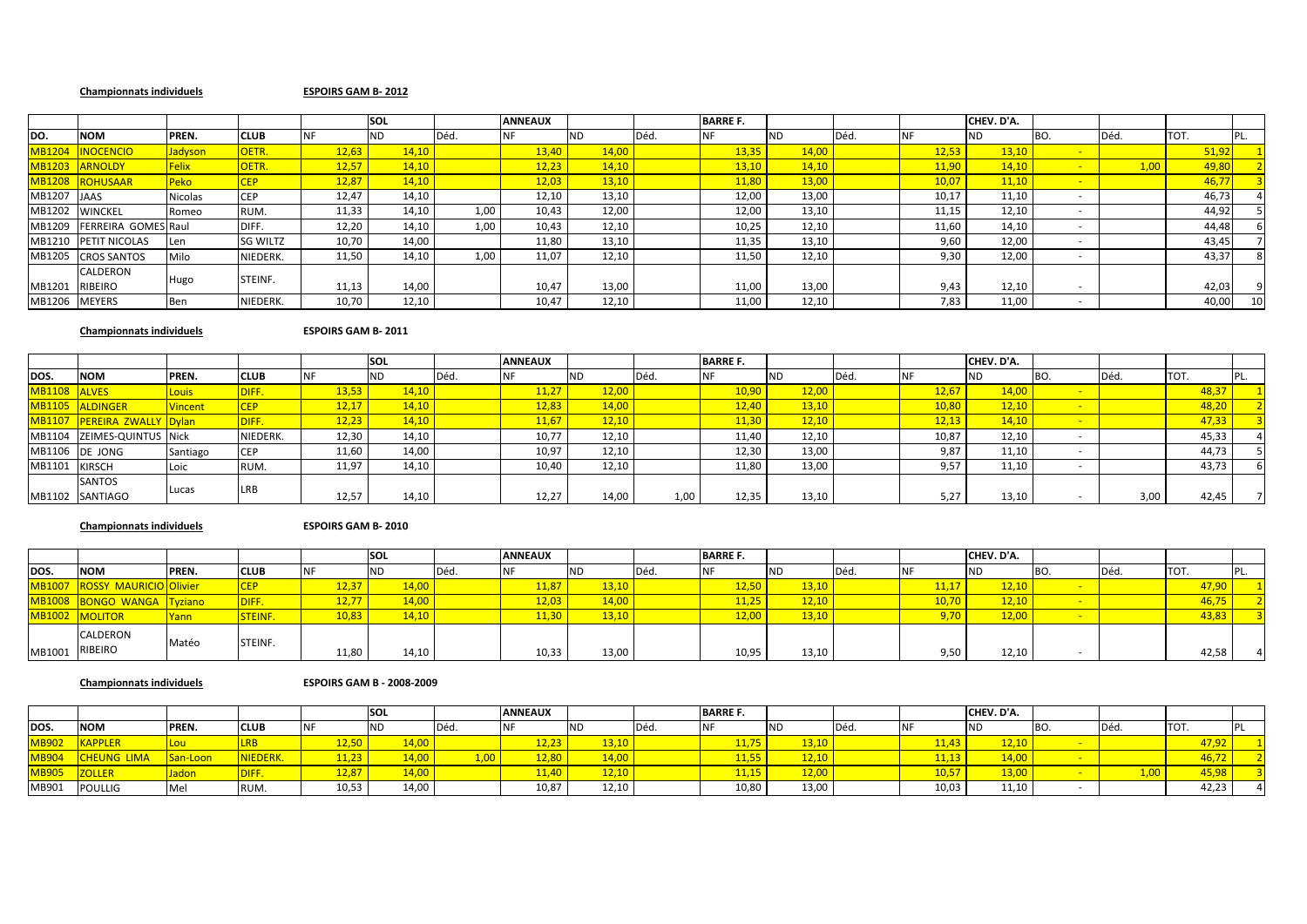**Championnats individuels** **ESPOIRS GAM B- 2012**

| | | | | | SOL | | ANNEAUX | | | BARRE F. | | | | CHEV. D'A. | | | | |
|---|---|---|---|---|---|---|---|---|---|---|---|---|---|---|---|---|---|---|
| DO. | NOM | PREN. | CLUB | NF | ND | Déd. | NF | ND | Déd. | NF | ND | Déd. | NF | ND | BO. | Déd. | TOT. | PL. |
| MB1204 | INOCENCIO | Jadyson | OETR. | 12,63 | 14,10 | | 13,40 | 14,00 | | 13,35 | 14,00 | | 12,53 | 13,10 | - | | 51,92 | 1 |
| MB1203 | ARNOLDY | Felix | OETR. | 12,57 | 14,10 | | 12,23 | 14,10 | | 13,10 | 14,10 | | 11,90 | 14,10 | - | 1,00 | 49,80 | 2 |
| MB1208 | ROHUSAAR | Peko | CEP | 12,87 | 14,10 | | 12,03 | 13,10 | | 11,80 | 13,00 | | 10,07 | 11,10 | - | | 46,77 | 3 |
| MB1207 | JAAS | Nicolas | CEP | 12,47 | 14,10 | | 12,10 | 13,10 | | 12,00 | 13,00 | | 10,17 | 11,10 | - | | 46,73 | 4 |
| MB1202 | WINCKEL | Romeo | RUM. | 11,33 | 14,10 | 1,00 | 10,43 | 12,00 | | 12,00 | 13,10 | | 11,15 | 12,10 | - | | 44,92 | 5 |
| MB1209 | FERREIRA GOMES | Raul | DIFF. | 12,20 | 14,10 | 1,00 | 10,43 | 12,10 | | 10,25 | 12,10 | | 11,60 | 14,10 | - | | 44,48 | 6 |
| MB1210 | PETIT NICOLAS | Len | SG WILTZ | 10,70 | 14,00 | | 11,80 | 13,10 | | 11,35 | 13,10 | | 9,60 | 12,00 | - | | 43,45 | 7 |
| MB1205 | CROS SANTOS | Milo | NIEDERK. | 11,50 | 14,10 | 1,00 | 11,07 | 12,10 | | 11,50 | 12,10 | | 9,30 | 12,00 | - | | 43,37 | 8 |
| MB1201 | CALDERON RIBEIRO | Hugo | STEINF. | 11,13 | 14,00 | | 10,47 | 13,00 | | 11,00 | 13,00 | | 9,43 | 12,10 | - | | 42,03 | 9 |
| MB1206 | MEYERS | Ben | NIEDERK. | 10,70 | 12,10 | | 10,47 | 12,10 | | 11,00 | 12,10 | | 7,83 | 11,00 | - | | 40,00 | 10 |

**Championnats individuels** **ESPOIRS GAM B- 2011**

| | | | | | SOL | | ANNEAUX | | | BARRE F. | | | | CHEV. D'A. | | | | |
|---|---|---|---|---|---|---|---|---|---|---|---|---|---|---|---|---|---|---|
| DOS. | NOM | PREN. | CLUB | NF | ND | Déd. | NF | ND | Déd. | NF | ND | Déd. | NF | ND | BO. | Déd. | TOT. | PL. |
| MB1108 | ALVES | Louis | DIFF. | 13,53 | 14,10 | | 11,27 | 12,00 | | 10,90 | 12,00 | | 12,67 | 14,00 | - | | 48,37 | 1 |
| MB1105 | ALDINGER | Vincent | CEP | 12,17 | 14,10 | | 12,83 | 14,00 | | 12,40 | 13,10 | | 10,80 | 12,10 | - | | 48,20 | 2 |
| MB1107 | PEREIRA ZWALLY | Dylan | DIFF. | 12,23 | 14,10 | | 11,67 | 12,10 | | 11,30 | 12,10 | | 12,13 | 14,10 | - | | 47,33 | 3 |
| MB1104 | ZEIMES-QUINTUS | Nick | NIEDERK. | 12,30 | 14,10 | | 10,77 | 12,10 | | 11,40 | 12,10 | | 10,87 | 12,10 | - | | 45,33 | 4 |
| MB1106 | DE JONG | Santiago | CEP | 11,60 | 14,00 | | 10,97 | 12,10 | | 12,30 | 13,00 | | 9,87 | 11,10 | - | | 44,73 | 5 |
| MB1101 | KIRSCH | Loic | RUM. | 11,97 | 14,10 | | 10,40 | 12,10 | | 11,80 | 13,00 | | 9,57 | 11,10 | - | | 43,73 | 6 |
| MB1102 | SANTOS SANTIAGO | Lucas | LRB | 12,57 | 14,10 | | 12,27 | 14,00 | 1,00 | 12,35 | 13,10 | | 5,27 | 13,10 | - | 3,00 | 42,45 | 7 |

**Championnats individuels** **ESPOIRS GAM B- 2010**

| | | | | | SOL | | ANNEAUX | | | BARRE F. | | | | CHEV. D'A. | | | | |
|---|---|---|---|---|---|---|---|---|---|---|---|---|---|---|---|---|---|---|
| DOS. | NOM | PREN. | CLUB | NF | ND | Déd. | NF | ND | Déd. | NF | ND | Déd. | NF | ND | BO. | Déd. | TOT. | PL. |
| MB1007 | ROSSY MAURICIO | Olivier | CEP | 12,37 | 14,00 | | 11,87 | 13,10 | | 12,50 | 13,10 | | 11,17 | 12,10 | - | | 47,90 | 1 |
| MB1008 | BONGO WANGA | Tyziano | DIFF. | 12,77 | 14,00 | | 12,03 | 14,00 | | 11,25 | 12,10 | | 10,70 | 12,10 | - | | 46,75 | 2 |
| MB1002 | MOLITOR | Yann | STEINF. | 10,83 | 14,10 | | 11,30 | 13,10 | | 12,00 | 13,10 | | 9,70 | 12,00 | - | | 43,83 | 3 |
| MB1001 | CALDERON RIBEIRO | Matéo | STEINF. | 11,80 | 14,10 | | 10,33 | 13,00 | | 10,95 | 13,10 | | 9,50 | 12,10 | - | | 42,58 | 4 |

**Championnats individuels** **ESPOIRS GAM B - 2008-2009**

| | | | | | SOL | | ANNEAUX | | | BARRE F. | | | | CHEV. D'A. | | | | |
|---|---|---|---|---|---|---|---|---|---|---|---|---|---|---|---|---|---|---|
| DOS. | NOM | PREN. | CLUB | NF | ND | Déd. | NF | ND | Déd. | NF | ND | Déd. | NF | ND | BO. | Déd. | TOT. | PL |
| MB902 | KAPPLER | Lou | LRB | 12,50 | 14,00 | | 12,23 | 13,10 | | 11,75 | 13,10 | | 11,43 | 12,10 | - | | 47,92 | 1 |
| MB904 | CHEUNG LIMA | San-Loon | NIEDERK. | 11,23 | 14,00 | 1,00 | 12,80 | 14,00 | | 11,55 | 12,10 | | 11,13 | 14,00 | - | | 46,72 | 2 |
| MB905 | ZOLLER | Jadon | DIFF. | 12,87 | 14,00 | | 11,40 | 12,10 | | 11,15 | 12,00 | | 10,57 | 13,00 | - | 1,00 | 45,98 | 3 |
| MB901 | POULLIG | Mel | RUM. | 10,53 | 14,00 | | 10,87 | 12,10 | | 10,80 | 13,00 | | 10,03 | 11,10 | - | | 42,23 | 4 |